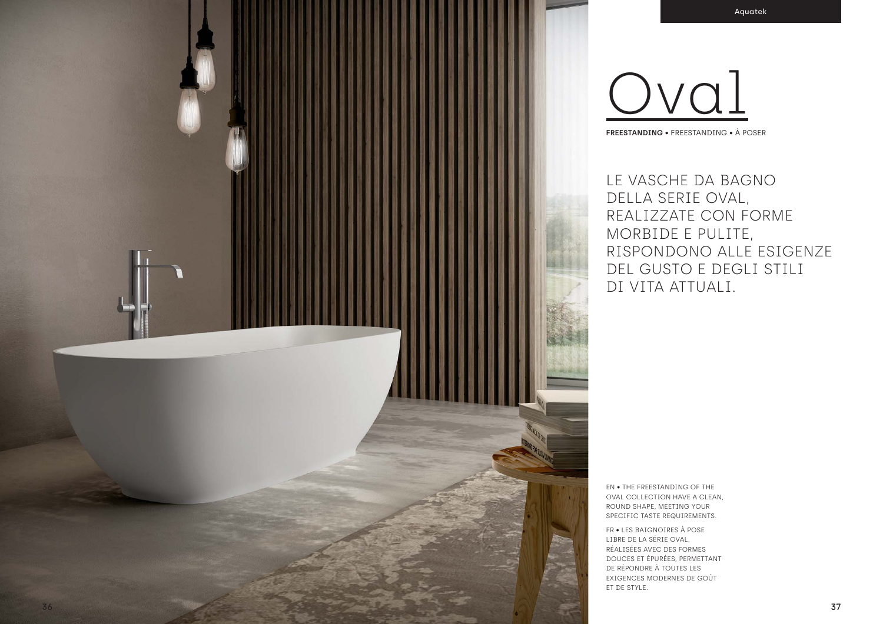# Oval

**FREESTANDING** • FREESTANDING • À POSER

LE VASCHE DA BAGNO DELLA SERIE OVAL, REALIZZATE CON FORME MORBIDE E PULITE, RISPONDONO ALLE ESIGENZE DEL GUSTO E DEGLI STILI DI VITA ATTUALI.

EN • THE FREESTANDING OF THE OVAL COLLECTION HAVE A CLEAN, ROUND SHAPE, MEETING YOUR SPECIFIC TASTE REQUIREMENTS.

FR • LES BAIGNOIRES À POSE LIBRE DE LA SÉRIE OVAL, RÉALISÉES AVEC DES FORMES DOUCES ET ÉPURÉES, PERMETTANT DE RÉPONDRE À TOUTES LES EXIGENCES MODERNES DE GOÛT ET DE STYLE.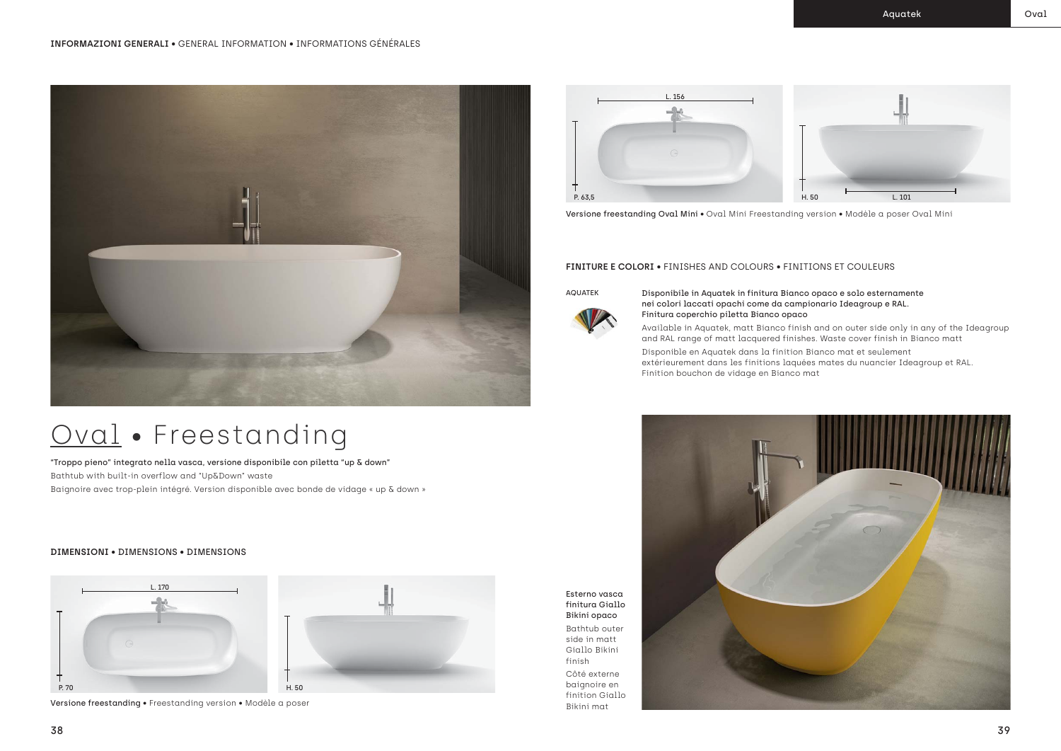**INFORMAZIONI GENERALI** • GENERAL INFORMATION • INFORMATIONS GÉNÉRALES

# Oval • Freestanding

"Troppo pieno" integrato nella vasca, versione disponibile con piletta "up & down"

Bathtub with built-in overflow and "Up&Down" waste

Baignoire avec trop-plein intégré. Version disponible avec bonde de vidage « up & down »

**DIMENSIONI** • DIMENSIONS • DIMENSIONS

L. 170

P. 70

H. 50

**Versione freestanding** • Freestanding version • Modèle a poser

L. 156

P. 63,5

H. 50

L. 101

**Versione freestanding Oval Mini** • Oval Mini Freestanding version • Modèle a poser Oval Mini

**FINITURE E COLORI** • FINISHES AND COLOURS • FINITIONS ET COULEURS

AQUATEK

**Disponibile in Aquatek in finitura Bianco opaco e solo esternamente nei colori laccati opachi come da campionario Ideagroup e RAL. Finitura coperchio piletta Bianco opaco**

Available in Aquatek, matt Bianco finish and on outer side only in any of the Ideagroup and RAL range of matt lacquered finishes. Waste cover finish in Bianco matt

Disponible en Aquatek dans la finition Bianco mat et seulement extérieurement dans les finitions laquées mates du nuancier Ideagroup et RAL. Finition bouchon de vidage en Bianco mat

**Esterno vasca finitura Giallo Bikini opaco**

Bathtub outer side in matt Giallo Bikini finish

Côté externe baignoire en finition Giallo Bikini mat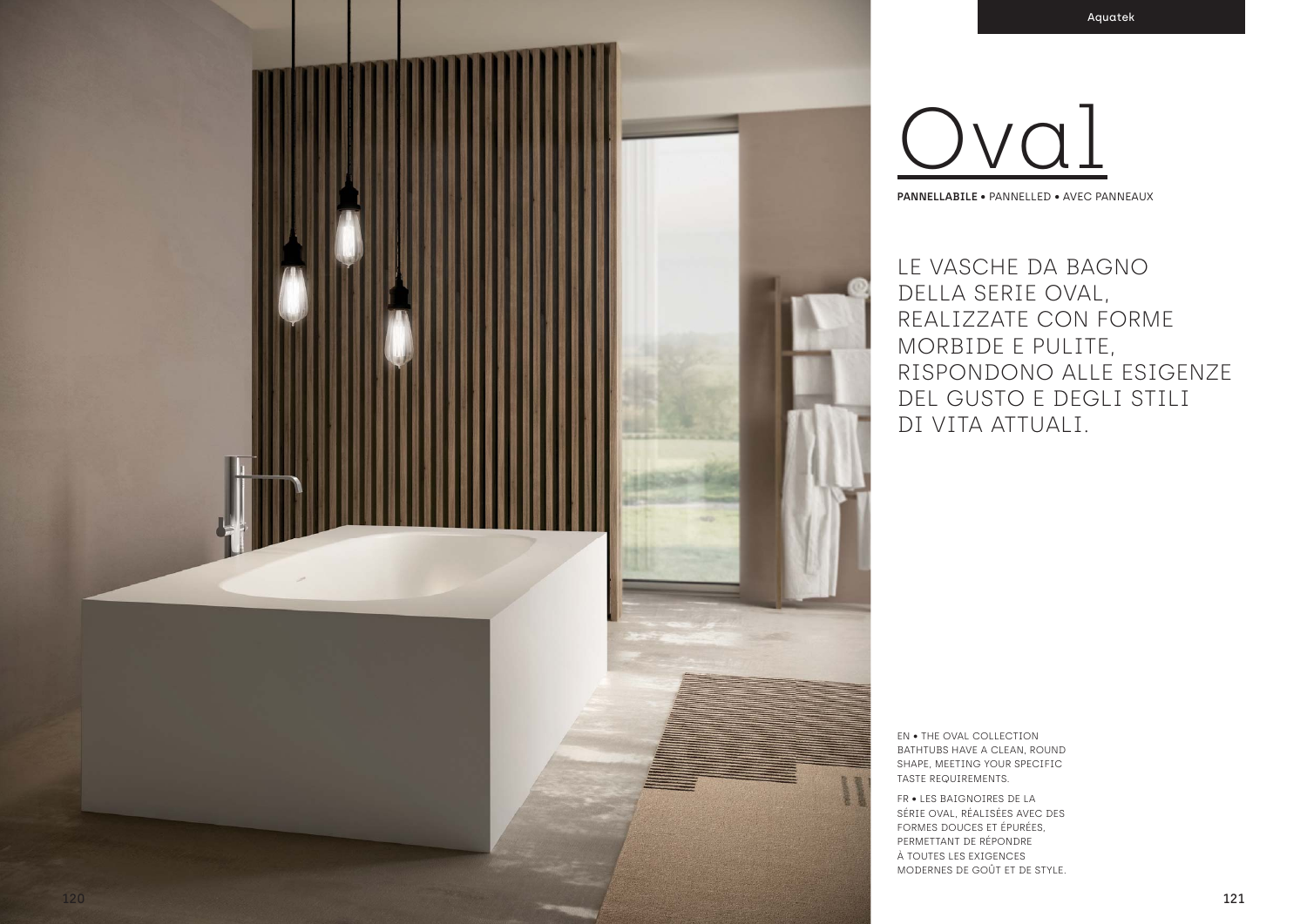# Oval

**PANNELLABILE** • PANNELLED • AVEC PANNEAUX

LE VASCHE DA BAGNO DELLA SERIE OVAL, REALIZZATE CON FORME MORBIDE E PULITE, RISPONDONO ALLE ESIGENZE DEL GUSTO E DEGLI STILI DI VITA ATTUALI.

EN • THE OVAL COLLECTION BATHTUBS HAVE A CLEAN, ROUND SHAPE, MEETING YOUR SPECIFIC TASTE REQUIREMENTS.

FR • LES BAIGNOIRES DE LA SÉRIE OVAL, RÉALISÉES AVEC DES FORMES DOUCES ET ÉPURÉES, PERMETTANT DE RÉPONDRE À TOUTES LES EXIGENCES MODERNES DE GOÛT ET DE STYLE.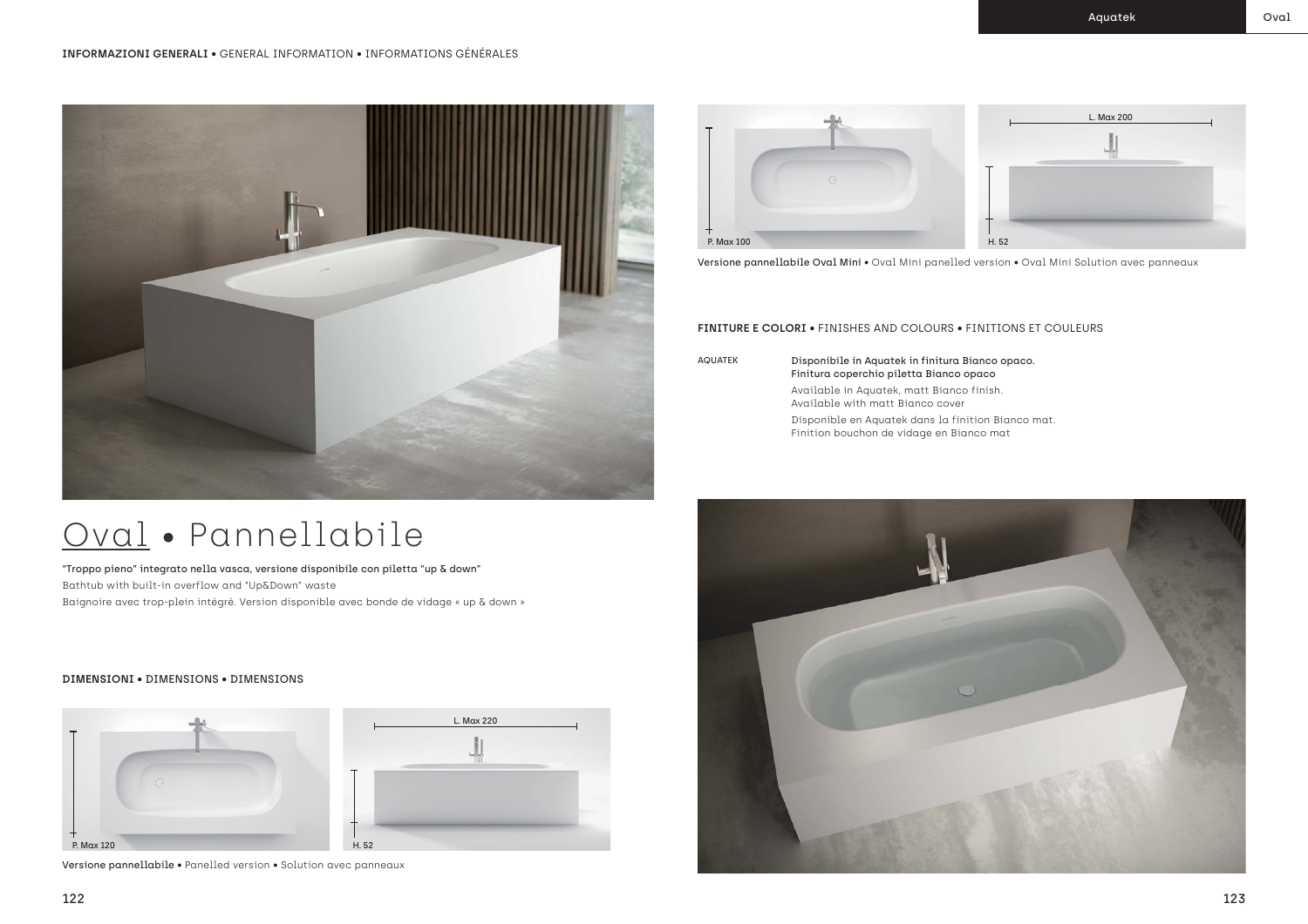INFORMAZIONI GENERALI • GENERAL INFORMATION • INFORMATIONS GÉNÉRALES

# Oval • Pannellabile

"Troppo pieno" integrato nella vasca, versione disponibile con piletta "up & down"
Bathtub with built-in overflow and "Up&Down" waste
Baignoire avec trop-plein intégré. Version disponible avec bonde de vidage « up & down »

## DIMENSIONI • DIMENSIONS • DIMENSIONS

P. Max 120

L. Max 220

H. 52

**Versione pannellabile** • Panelled version • Solution avec panneaux

P. Max 100

L. Max 200

H. 52

**Versione pannellabile Oval Mini** • Oval Mini panelled version • Oval Mini Solution avec panneaux

## FINITURE E COLORI • FINISHES AND COLOURS • FINITIONS ET COULEURS

AQUATEK

Disponibile in Aquatek in finitura Bianco opaco.
Finitura coperchio piletta Bianco opaco

Available in Aquatek, matt Bianco finish.
Available with matt Bianco cover

Disponible en Aquatek dans la finition Bianco mat.
Finition bouchon de vidage en Bianco mat